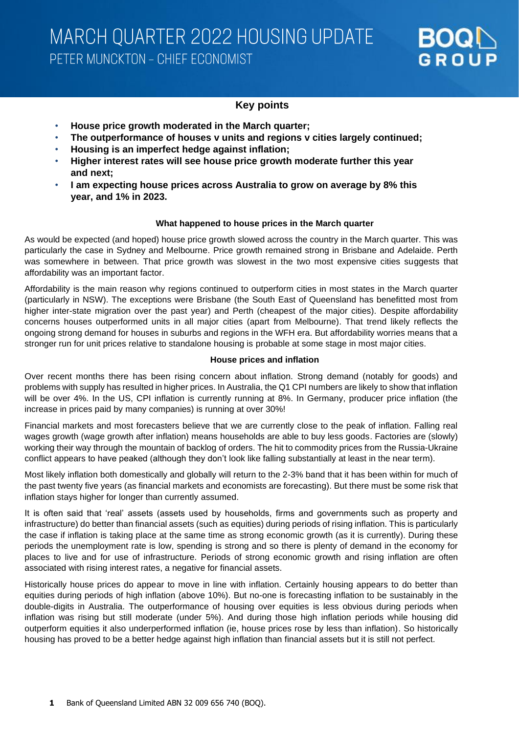# MARCH QUARTER 2022 HOUSING UPDATE

PETER MUNCKTON – CHIEF ECONOMIST

## Key points

- **House price growth moderated in the March quarter;**
- **The outperformance of houses v units and regions v cities largely continued;**
- **Housing is an imperfect hedge against inflation;**
- **Higher interest rates will see house price growth moderate further this year and next;**
- **I am expecting house prices across Australia to grow on average by 8% this year, and 1% in 2023.**

### What happened to house prices in the March quarter

As would be expected (and hoped) house price growth slowed across the country in the March quarter. This was particularly the case in Sydney and Melbourne. Price growth remained strong in Brisbane and Adelaide. Perth was somewhere in between. That price growth was slowest in the two most expensive cities suggests that affordability was an important factor.

Affordability is the main reason why regions continued to outperform cities in most states in the March quarter (particularly in NSW). The exceptions were Brisbane (the South East of Queensland has benefitted most from higher inter-state migration over the past year) and Perth (cheapest of the major cities). Despite affordability concerns houses outperformed units in all major cities (apart from Melbourne). That trend likely reflects the ongoing strong demand for houses in suburbs and regions in the WFH era. But affordability worries means that a stronger run for unit prices relative to standalone housing is probable at some stage in most major cities.

### House prices and inflation

Over recent months there has been rising concern about inflation. Strong demand (notably for goods) and problems with supply has resulted in higher prices. In Australia, the Q1 CPI numbers are likely to show that inflation will be over 4%. In the US, CPI inflation is currently running at 8%. In Germany, producer price inflation (the increase in prices paid by many companies) is running at over 30%!

Financial markets and most forecasters believe that we are currently close to the peak of inflation. Falling real wages growth (wage growth after inflation) means households are able to buy less goods. Factories are (slowly) working their way through the mountain of backlog of orders. The hit to commodity prices from the Russia-Ukraine conflict appears to have peaked (although they don't look like falling substantially at least in the near term).

Most likely inflation both domestically and globally will return to the 2-3% band that it has been within for much of the past twenty five years (as financial markets and economists are forecasting). But there must be some risk that inflation stays higher for longer than currently assumed.

It is often said that 'real' assets (assets used by households, firms and governments such as property and infrastructure) do better than financial assets (such as equities) during periods of rising inflation. This is particularly the case if inflation is taking place at the same time as strong economic growth (as it is currently). During these periods the unemployment rate is low, spending is strong and so there is plenty of demand in the economy for places to live and for use of infrastructure. Periods of strong economic growth and rising inflation are often associated with rising interest rates, a negative for financial assets.

Historically house prices do appear to move in line with inflation. Certainly housing appears to do better than equities during periods of high inflation (above 10%). But no-one is forecasting inflation to be sustainably in the double-digits in Australia. The outperformance of housing over equities is less obvious during periods when inflation was rising but still moderate (under 5%). And during those high inflation periods while housing did outperform equities it also underperformed inflation (ie, house prices rose by less than inflation). So historically housing has proved to be a better hedge against high inflation than financial assets but it is still not perfect.

Bank of Queensland Limited ABN 32 009 656 740 (BOQ).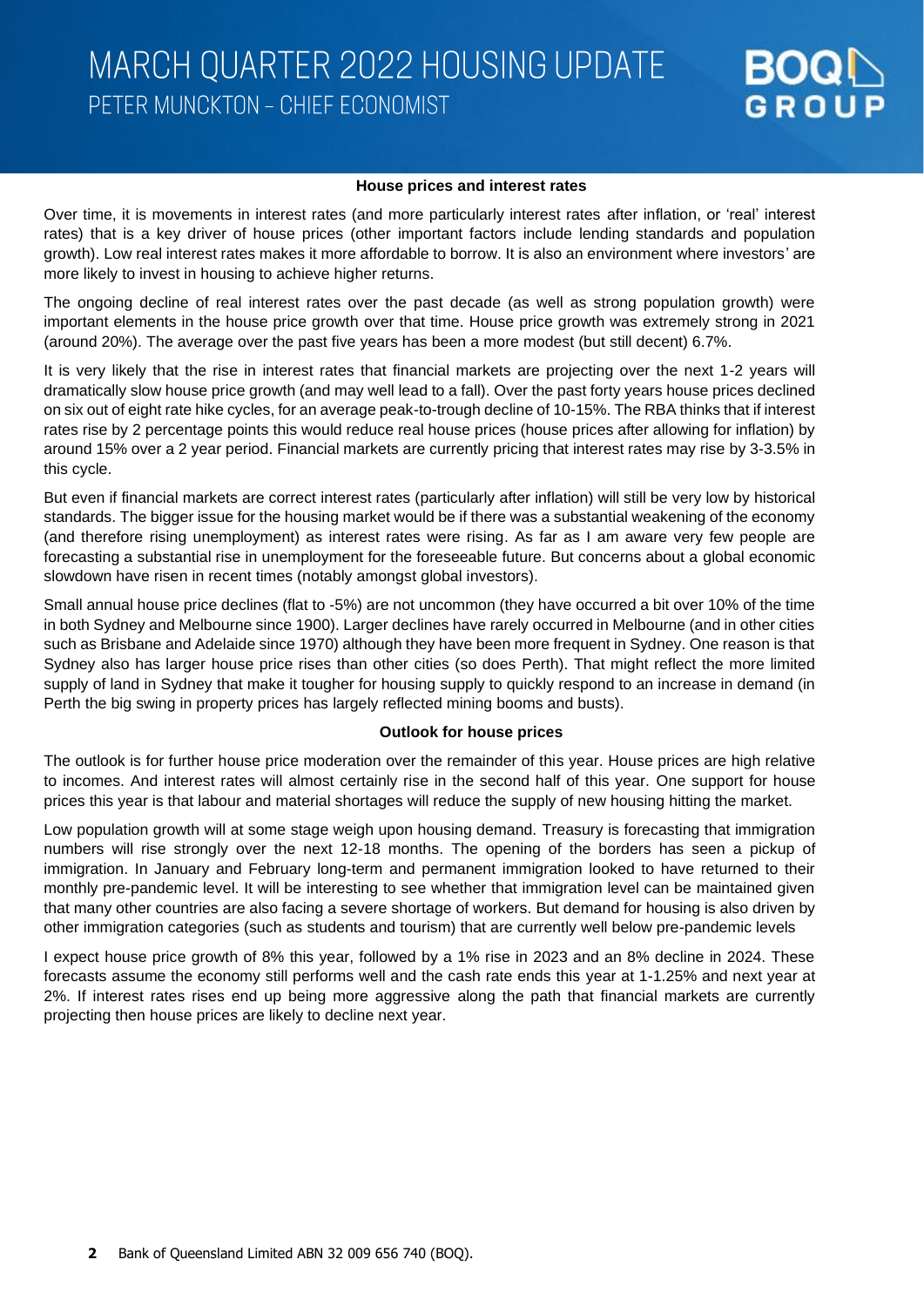# MARCH QUARTER 2022 HOUSING UPDATE

## PETER MUNCKTON – CHIEF ECONOMIST

### House prices and interest rates

Over time, it is movements in interest rates (and more particularly interest rates after inflation, or 'real' interest rates) that is a key driver of house prices (other important factors include lending standards and population growth). Low real interest rates makes it more affordable to borrow. It is also an environment where investors' are more likely to invest in housing to achieve higher returns.

The ongoing decline of real interest rates over the past decade (as well as strong population growth) were important elements in the house price growth over that time. House price growth was extremely strong in 2021 (around 20%). The average over the past five years has been a more modest (but still decent) 6.7%.

It is very likely that the rise in interest rates that financial markets are projecting over the next 1-2 years will dramatically slow house price growth (and may well lead to a fall). Over the past forty years house prices declined on six out of eight rate hike cycles, for an average peak-to-trough decline of 10-15%. The RBA thinks that if interest rates rise by 2 percentage points this would reduce real house prices (house prices after allowing for inflation) by around 15% over a 2 year period. Financial markets are currently pricing that interest rates may rise by 3-3.5% in this cycle.

But even if financial markets are correct interest rates (particularly after inflation) will still be very low by historical standards. The bigger issue for the housing market would be if there was a substantial weakening of the economy (and therefore rising unemployment) as interest rates were rising. As far as I am aware very few people are forecasting a substantial rise in unemployment for the foreseeable future. But concerns about a global economic slowdown have risen in recent times (notably amongst global investors).

Small annual house price declines (flat to -5%) are not uncommon (they have occurred a bit over 10% of the time in both Sydney and Melbourne since 1900). Larger declines have rarely occurred in Melbourne (and in other cities such as Brisbane and Adelaide since 1970) although they have been more frequent in Sydney. One reason is that Sydney also has larger house price rises than other cities (so does Perth). That might reflect the more limited supply of land in Sydney that make it tougher for housing supply to quickly respond to an increase in demand (in Perth the big swing in property prices has largely reflected mining booms and busts).

### Outlook for house prices

The outlook is for further house price moderation over the remainder of this year. House prices are high relative to incomes. And interest rates will almost certainly rise in the second half of this year. One support for house prices this year is that labour and material shortages will reduce the supply of new housing hitting the market.

Low population growth will at some stage weigh upon housing demand. Treasury is forecasting that immigration numbers will rise strongly over the next 12-18 months. The opening of the borders has seen a pickup of immigration. In January and February long-term and permanent immigration looked to have returned to their monthly pre-pandemic level. It will be interesting to see whether that immigration level can be maintained given that many other countries are also facing a severe shortage of workers. But demand for housing is also driven by other immigration categories (such as students and tourism) that are currently well below pre-pandemic levels

I expect house price growth of 8% this year, followed by a 1% rise in 2023 and an 8% decline in 2024. These forecasts assume the economy still performs well and the cash rate ends this year at 1-1.25% and next year at 2%. If interest rates rises end up being more aggressive along the path that financial markets are currently projecting then house prices are likely to decline next year.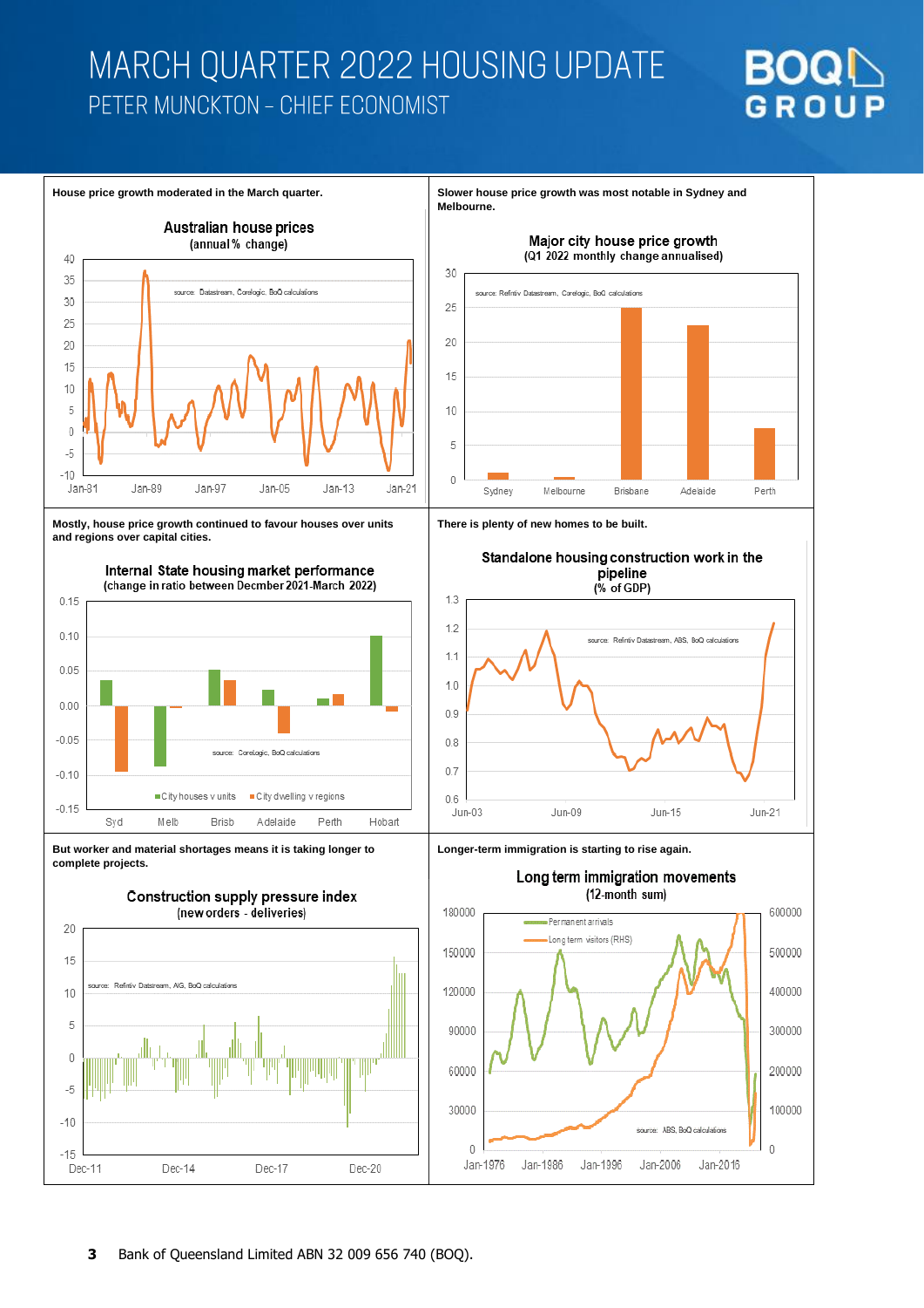# MARCH QUARTER 2022 HOUSING UPDATE

## PETER MUNCKTON – CHIEF ECONOMIST

BOQ GROUP

**House price growth moderated in the March quarter.**

Australian house prices
(annual % change)

source: Datastream, Corelogic, BoQ calculations

40
35
30
25
20
15
10
5
0
-5
-10

Jan-81 Jan-89 Jan-97 Jan-05 Jan-13 Jan-21

**Slower house price growth was most notable in Sydney and Melbourne.**

Major city house price growth
(Q1 2022 monthly change annualised)

source: Refinitiv Datastream, Corelogic, BoQ calculations

30
25
20
15
10
5
0

Sydney Melbourne Brisbane Adelaide Perth

**Mostly, house price growth continued to favour houses over units and regions over capital cities.**

Internal State housing market performance
(change in ratio between Decmber 2021-March 2022)

source: Corelogic, BoQ calculations

0.15
0.10
0.05
0.00
-0.05
-0.10
-0.15

Syd Melb Brisb Adelaide Perth Hobart

City houses v units
City dwelling v regions

**There is plenty of new homes to be built.**

Standalone housing construction work in the pipeline
(% of GDP)

source: Refinitiv Datastream, ABS, BoQ calculations

1.3
1.2
1.1
1.0
0.9
0.8
0.7
0.6

Jun-03 Jun-09 Jun-15 Jun-21

**But worker and material shortages means it is taking longer to complete projects.**

Construction supply pressure index
(new orders - deliveries)

source: Refinitiv Datastream, AIG, BoQ calculations

20
15
10
5
0
-5
-10
-15

Dec-11 Dec-14 Dec-17 Dec-20

**Longer-term immigration is starting to rise again.**

Long term immigration movements
(12-month sum)

Permanent arrivals
Long term visitors (RHS)

source: ABS, BoQ calculations

180000
150000
120000
90000
60000
30000
0

600000
500000
400000
300000
200000
100000
0

Jan-1976 Jan-1986 Jan-1996 Jan-2006 Jan-2016

Bank of Queensland Limited ABN 32 009 656 740 (BOQ).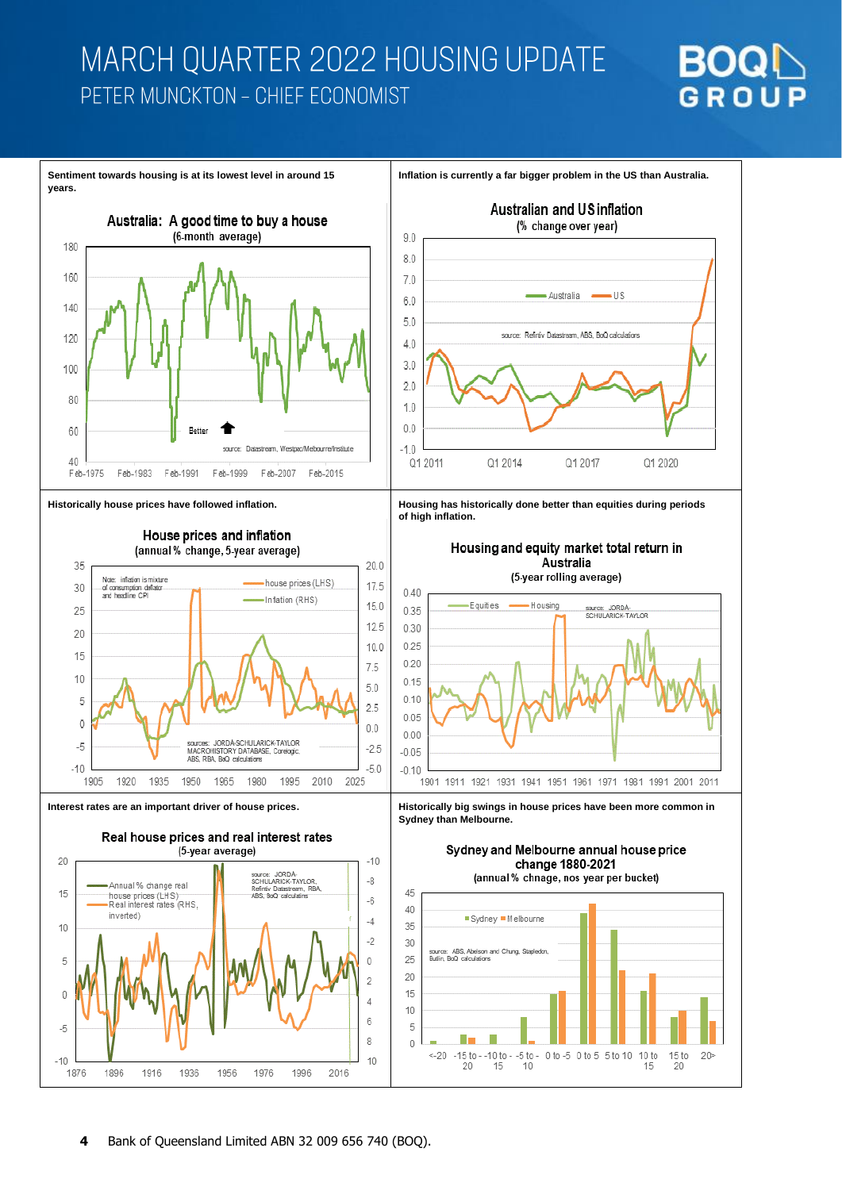# MARCH QUARTER 2022 HOUSING UPDATE

## PETER MUNCKTON – CHIEF ECONOMIST

BOQ GROUP

**Sentiment towards housing is at its lowest level in around 15 years.**

Australia: A good time to buy a house
(6-month average)

180
160
140
120
100
80
60
40

Feb-1975 Feb-1983 Feb-1991 Feb-1999 Feb-2007 Feb-2015

Better

source: Datastream, Westpac/Melbourne Institute

**Inflation is currently a far bigger problem in the US than Australia.**

Australian and US inflation
(% change over year)

9.0
8.0
7.0
6.0
5.0
4.0
3.0
2.0
1.0
0.0
-1.0

Q1 2011 Q1 2014 Q1 2017 Q1 2020

Australia US

source: Refinitiv Datastream, ABS, BoQ calculations

**Historically house prices have followed inflation.**

House prices and inflation
(annual % change, 5-year average)

35 30 25 20 15 10 5 0 -5 -10

20.0 17.5 15.0 12.5 10.0 7.5 5.0 2.5 0.0 -2.5 -5.0

1905 1920 1935 1950 1965 1980 1995 2010 2025

Note: inflation is mixture of consumption deflator and headline CPI

house prices (LHS)
Inflation (RHS)

sources: JORDA-SCHULARICK-TAYLOR MACROHISTORY DATABASE, Corelogic, ABS, RBA, BoQ calculations

**Housing has historically done better than equities during periods of high inflation.**

Housing and equity market total return in Australia
(5-year rolling average)

0.40 0.35 0.30 0.25 0.20 0.15 0.10 0.05 0.00 -0.05 -0.10

1901 1911 1921 1931 1941 1951 1961 1971 1981 1991 2001 2011

Equities Housing

source: JORDA-SCHULARICK-TAYLOR

**Interest rates are an important driver of house prices.**

Real house prices and real interest rates
(5-year average)

20 15 10 5 0 -5 -10

-10 -8 -6 -4 -2 0 2 4 6 8 10

1876 1896 1916 1936 1956 1976 1996 2016

Annual % change real house prices (LHS)
Real interest rates (RHS, inverted)

source: JORDA-SCHULARICK-TAYLOR, Refinitiv Datastream, RBA, ABS, BoQ calculations

**Historically big swings in house prices have been more common in Sydney than Melbourne.**

Sydney and Melbourne annual house price change 1880-2021
(annual % chnage, nos year per bucket)

45 40 35 30 25 20 15 10 5 0

<-20 -15 to -20 -10 to -15 -5 to -10 0 to -5 0 to 5 5 to 10 10 to 15 15 to 20 20>

Sydney Melbourne

source: ABS, Abelson and Chung, Stapledon, Butlin, BoQ calculations

Bank of Queensland Limited ABN 32 009 656 740 (BOQ).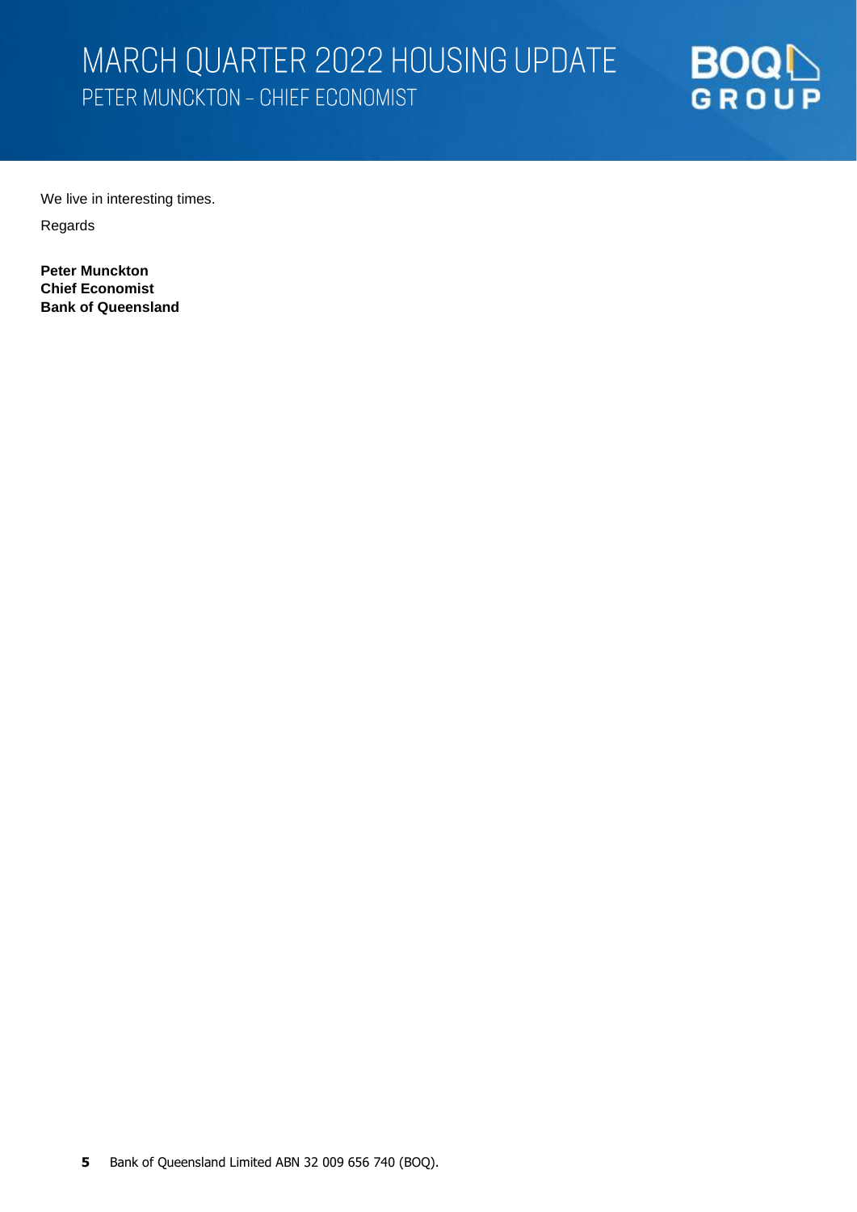We live in interesting times.

Regards

**Peter Munckton**
**Chief Economist**
**Bank of Queensland**